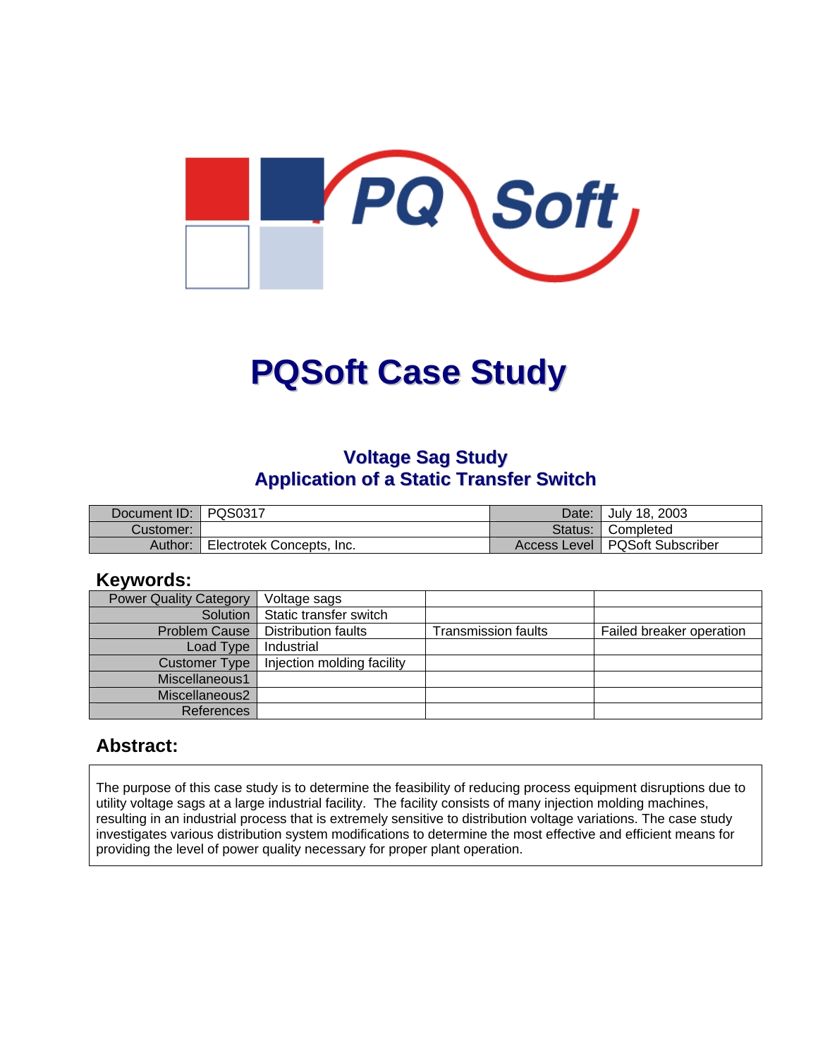# PQSoft Case Study

## Voltage Sag Study
## Application of a Static Transfer Switch

| Document ID: | PQS0317 | Date: | July 18, 2003 |
|---|---|---|---|
| Customer: | | Status: | Completed |
| Author: | Electrotek Concepts, Inc. | Access Level | PQSoft Subscriber |

## Keywords:

| Power Quality Category | Voltage sags | | |
|---|---|---|---|
| Solution | Static transfer switch | | |
| Problem Cause | Distribution faults | Transmission faults | Failed breaker operation |
| Load Type | Industrial | | |
| Customer Type | Injection molding facility | | |
| Miscellaneous1 | | | |
| Miscellaneous2 | | | |
| References | | | |

## Abstract:

The purpose of this case study is to determine the feasibility of reducing process equipment disruptions due to utility voltage sags at a large industrial facility. The facility consists of many injection molding machines, resulting in an industrial process that is extremely sensitive to distribution voltage variations. The case study investigates various distribution system modifications to determine the most effective and efficient means for providing the level of power quality necessary for proper plant operation.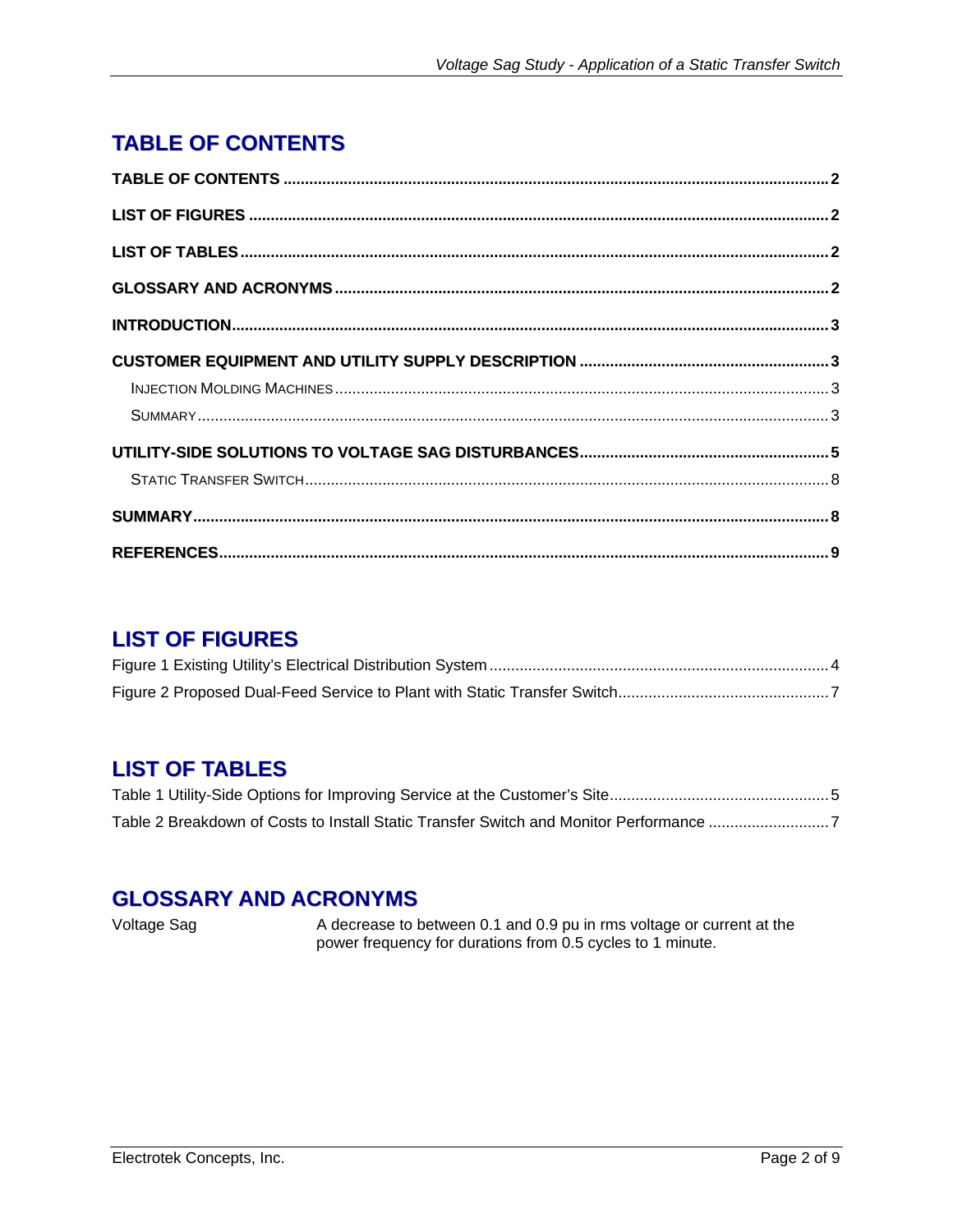# TABLE OF CONTENTS

TABLE OF CONTENTS ..... 2

LIST OF FIGURES ..... 2

LIST OF TABLES ..... 2

GLOSSARY AND ACRONYMS ..... 2

INTRODUCTION ..... 3

CUSTOMER EQUIPMENT AND UTILITY SUPPLY DESCRIPTION ..... 3

- INJECTION MOLDING MACHINES ..... 3
- SUMMARY ..... 3

UTILITY-SIDE SOLUTIONS TO VOLTAGE SAG DISTURBANCES ..... 5

- STATIC TRANSFER SWITCH ..... 8

SUMMARY ..... 8

REFERENCES ..... 9

# LIST OF FIGURES

Figure 1 Existing Utility's Electrical Distribution System ..... 4

Figure 2 Proposed Dual-Feed Service to Plant with Static Transfer Switch ..... 7

# LIST OF TABLES

Table 1 Utility-Side Options for Improving Service at the Customer's Site ..... 5

Table 2 Breakdown of Costs to Install Static Transfer Switch and Monitor Performance ..... 7

# GLOSSARY AND ACRONYMS

| | |
|---|---|
| Voltage Sag | A decrease to between 0.1 and 0.9 pu in rms voltage or current at the power frequency for durations from 0.5 cycles to 1 minute. |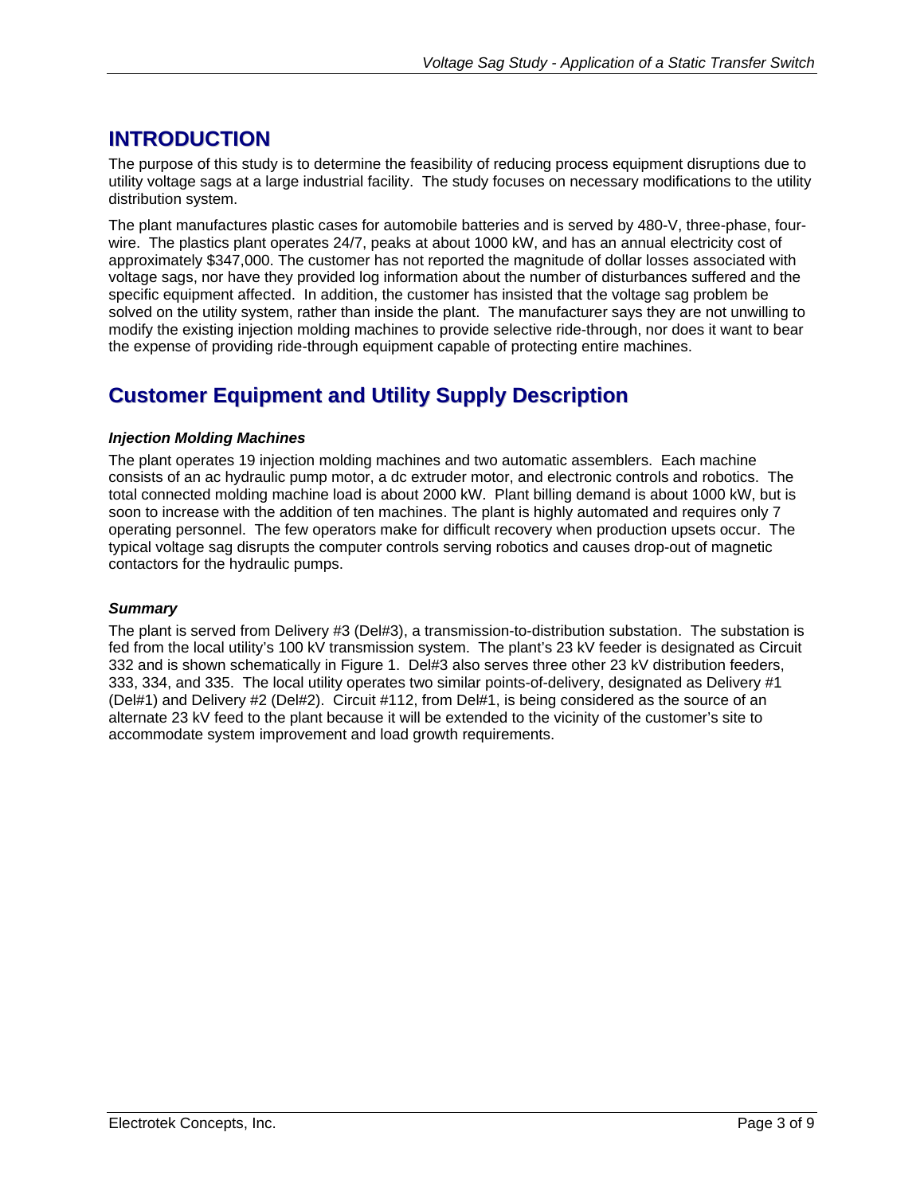# INTRODUCTION

The purpose of this study is to determine the feasibility of reducing process equipment disruptions due to utility voltage sags at a large industrial facility. The study focuses on necessary modifications to the utility distribution system.

The plant manufactures plastic cases for automobile batteries and is served by 480-V, three-phase, four-wire. The plastics plant operates 24/7, peaks at about 1000 kW, and has an annual electricity cost of approximately $347,000. The customer has not reported the magnitude of dollar losses associated with voltage sags, nor have they provided log information about the number of disturbances suffered and the specific equipment affected. In addition, the customer has insisted that the voltage sag problem be solved on the utility system, rather than inside the plant. The manufacturer says they are not unwilling to modify the existing injection molding machines to provide selective ride-through, nor does it want to bear the expense of providing ride-through equipment capable of protecting entire machines.

# Customer Equipment and Utility Supply Description

### *Injection Molding Machines*

The plant operates 19 injection molding machines and two automatic assemblers. Each machine consists of an ac hydraulic pump motor, a dc extruder motor, and electronic controls and robotics. The total connected molding machine load is about 2000 kW. Plant billing demand is about 1000 kW, but is soon to increase with the addition of ten machines. The plant is highly automated and requires only 7 operating personnel. The few operators make for difficult recovery when production upsets occur. The typical voltage sag disrupts the computer controls serving robotics and causes drop-out of magnetic contactors for the hydraulic pumps.

### *Summary*

The plant is served from Delivery #3 (Del#3), a transmission-to-distribution substation. The substation is fed from the local utility's 100 kV transmission system. The plant's 23 kV feeder is designated as Circuit 332 and is shown schematically in Figure 1. Del#3 also serves three other 23 kV distribution feeders, 333, 334, and 335. The local utility operates two similar points-of-delivery, designated as Delivery #1 (Del#1) and Delivery #2 (Del#2). Circuit #112, from Del#1, is being considered as the source of an alternate 23 kV feed to the plant because it will be extended to the vicinity of the customer's site to accommodate system improvement and load growth requirements.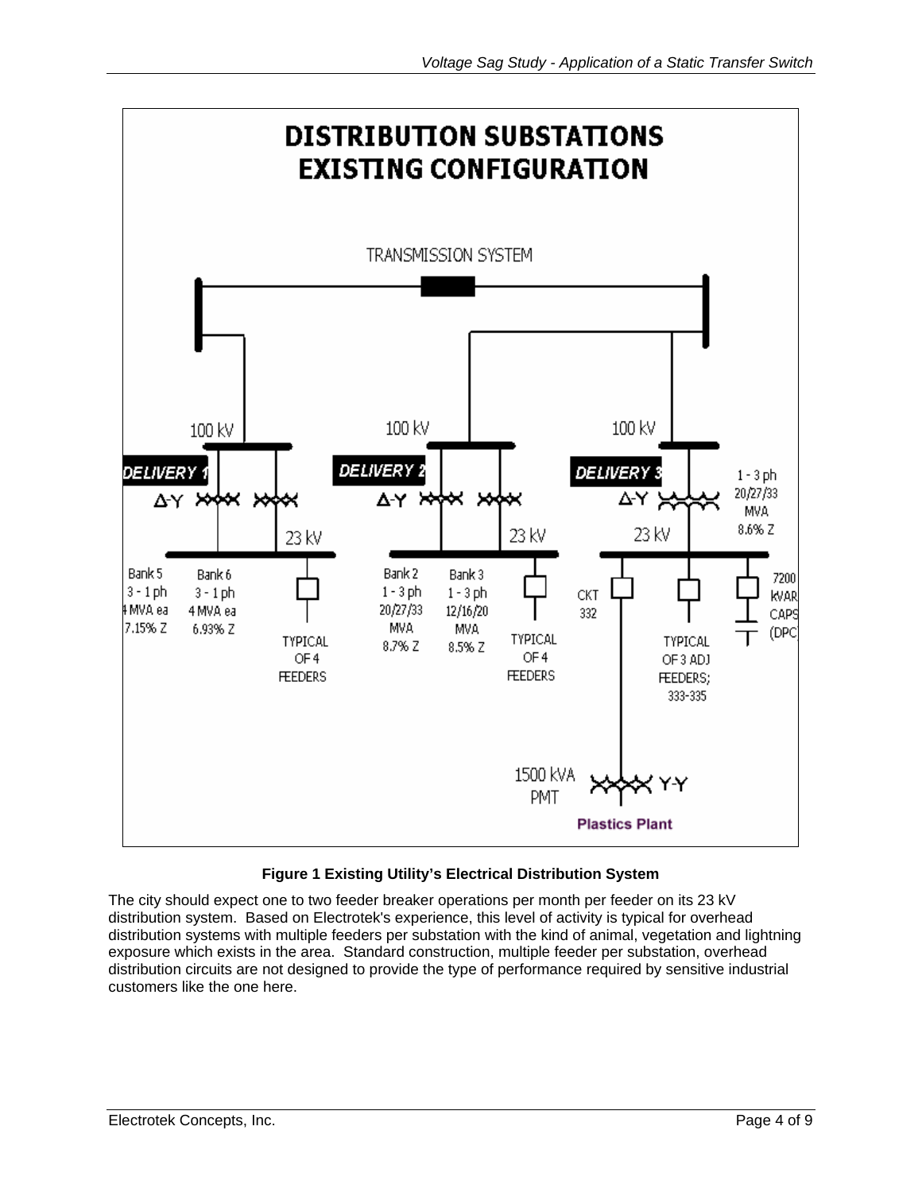**Figure 1 Existing Utility's Electrical Distribution System**

The city should expect one to two feeder breaker operations per month per feeder on its 23 kV distribution system. Based on Electrotek's experience, this level of activity is typical for overhead distribution systems with multiple feeders per substation with the kind of animal, vegetation and lightning exposure which exists in the area. Standard construction, multiple feeder per substation, overhead distribution circuits are not designed to provide the type of performance required by sensitive industrial customers like the one here.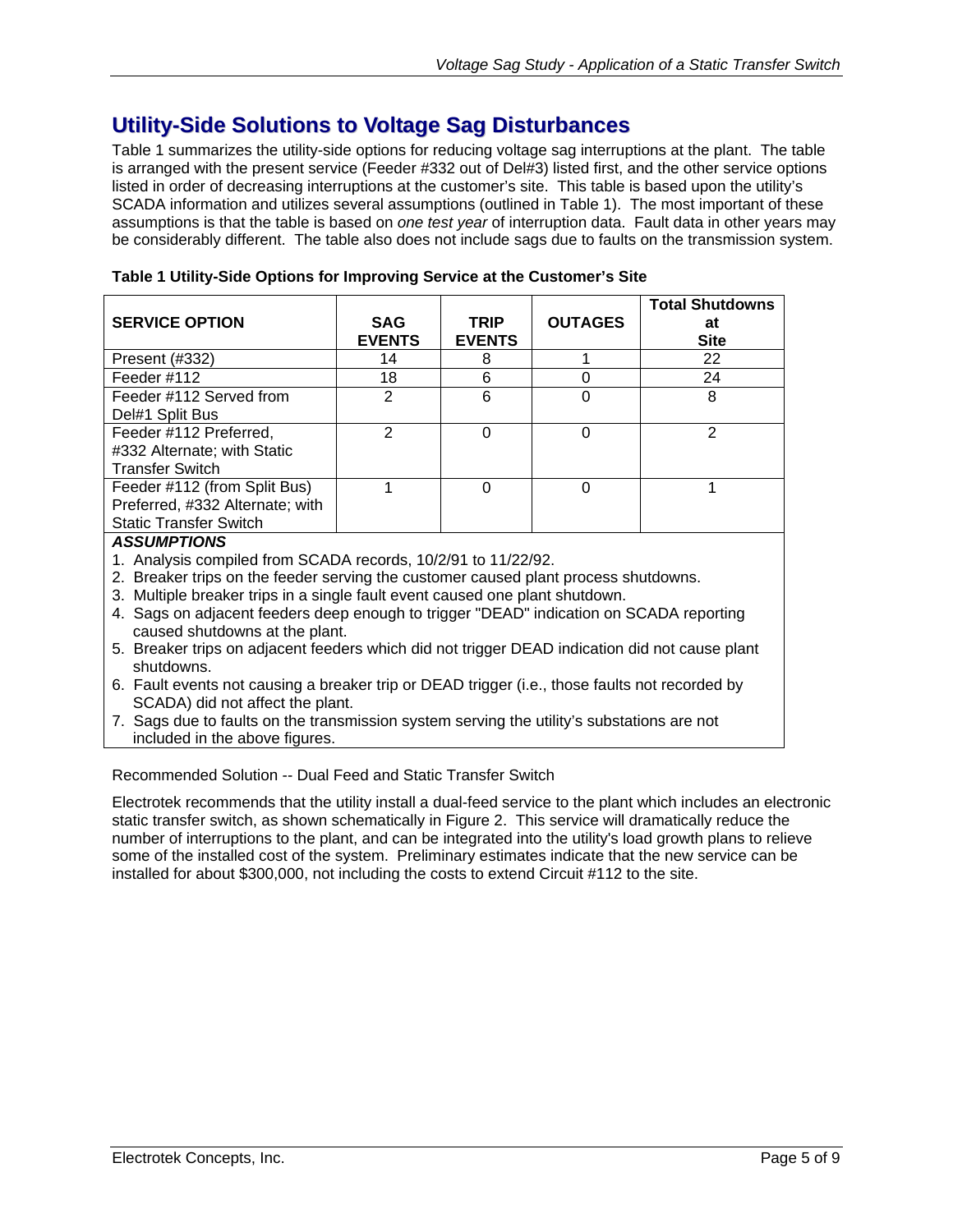## Utility-Side Solutions to Voltage Sag Disturbances

Table 1 summarizes the utility-side options for reducing voltage sag interruptions at the plant. The table is arranged with the present service (Feeder #332 out of Del#3) listed first, and the other service options listed in order of decreasing interruptions at the customer's site. This table is based upon the utility's SCADA information and utilizes several assumptions (outlined in Table 1). The most important of these assumptions is that the table is based on *one test year* of interruption data. Fault data in other years may be considerably different. The table also does not include sags due to faults on the transmission system.

**Table 1 Utility-Side Options for Improving Service at the Customer's Site**

| SERVICE OPTION | SAG EVENTS | TRIP EVENTS | OUTAGES | Total Shutdowns at Site |
|---|---|---|---|---|
| Present (#332) | 14 | 8 | 1 | 22 |
| Feeder #112 | 18 | 6 | 0 | 24 |
| Feeder #112 Served from Del#1 Split Bus | 2 | 6 | 0 | 8 |
| Feeder #112 Preferred, #332 Alternate; with Static Transfer Switch | 2 | 0 | 0 | 2 |
| Feeder #112 (from Split Bus) Preferred, #332 Alternate; with Static Transfer Switch | 1 | 0 | 0 | 1 |

***ASSUMPTIONS***

1. Analysis compiled from SCADA records, 10/2/91 to 11/22/92.
2. Breaker trips on the feeder serving the customer caused plant process shutdowns.
3. Multiple breaker trips in a single fault event caused one plant shutdown.
4. Sags on adjacent feeders deep enough to trigger "DEAD" indication on SCADA reporting caused shutdowns at the plant.
5. Breaker trips on adjacent feeders which did not trigger DEAD indication did not cause plant shutdowns.
6. Fault events not causing a breaker trip or DEAD trigger (i.e., those faults not recorded by SCADA) did not affect the plant.
7. Sags due to faults on the transmission system serving the utility's substations are not included in the above figures.

Recommended Solution -- Dual Feed and Static Transfer Switch

Electrotek recommends that the utility install a dual-feed service to the plant which includes an electronic static transfer switch, as shown schematically in Figure 2. This service will dramatically reduce the number of interruptions to the plant, and can be integrated into the utility's load growth plans to relieve some of the installed cost of the system. Preliminary estimates indicate that the new service can be installed for about $300,000, not including the costs to extend Circuit #112 to the site.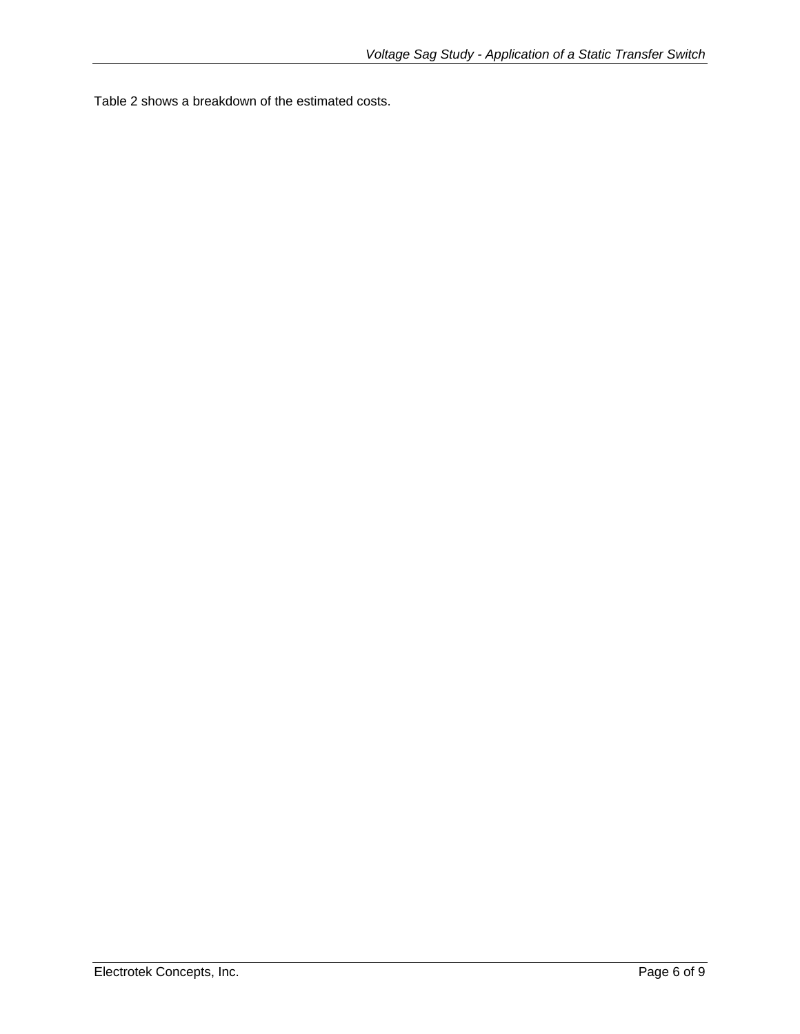Table 2 shows a breakdown of the estimated costs.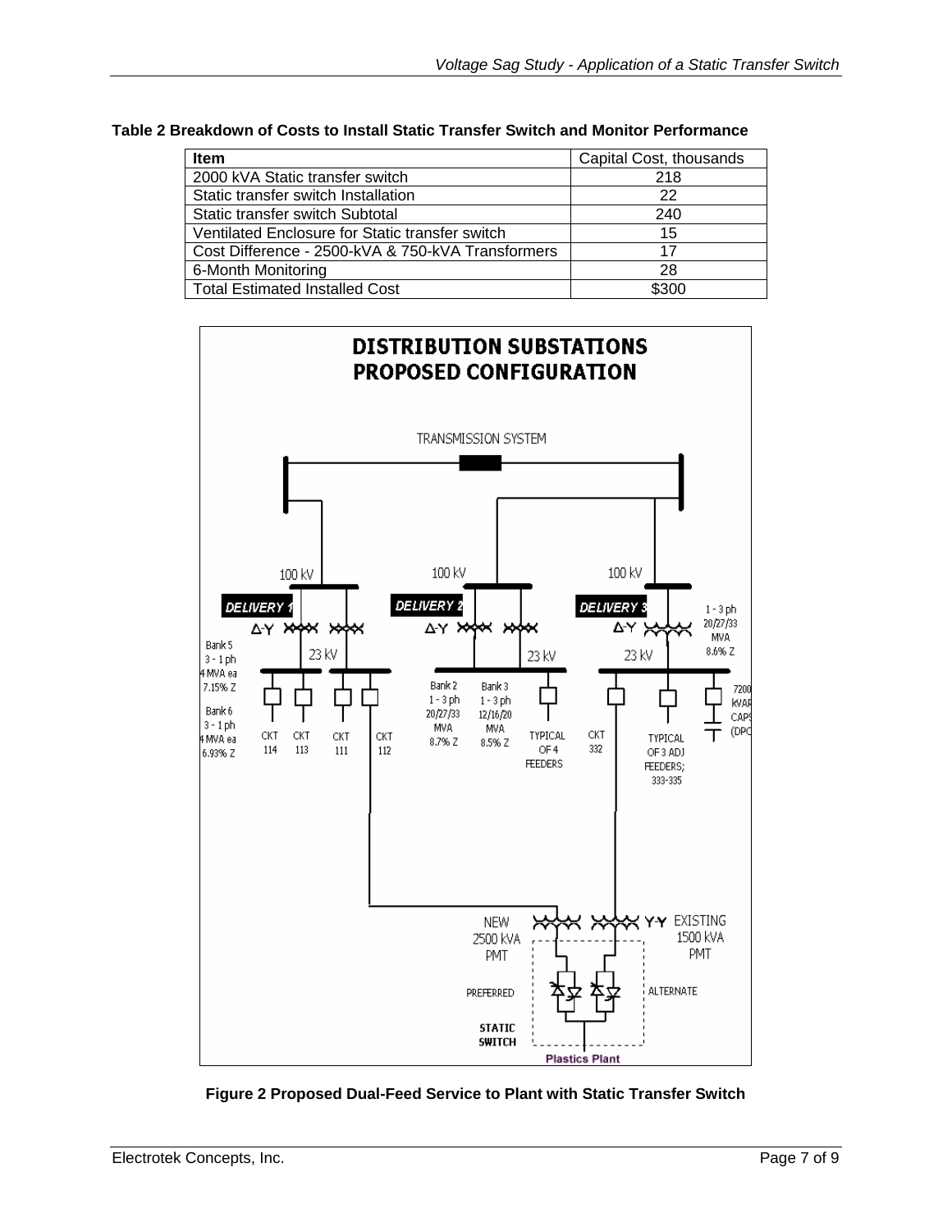**Table 2 Breakdown of Costs to Install Static Transfer Switch and Monitor Performance**

| Item | Capital Cost, thousands |
| --- | --- |
| 2000 kVA Static transfer switch | 218 |
| Static transfer switch Installation | 22 |
| Static transfer switch Subtotal | 240 |
| Ventilated Enclosure for Static transfer switch | 15 |
| Cost Difference - 2500-kVA & 750-kVA Transformers | 17 |
| 6-Month Monitoring | 28 |
| Total Estimated Installed Cost | $300 |

**Figure 2 Proposed Dual-Feed Service to Plant with Static Transfer Switch**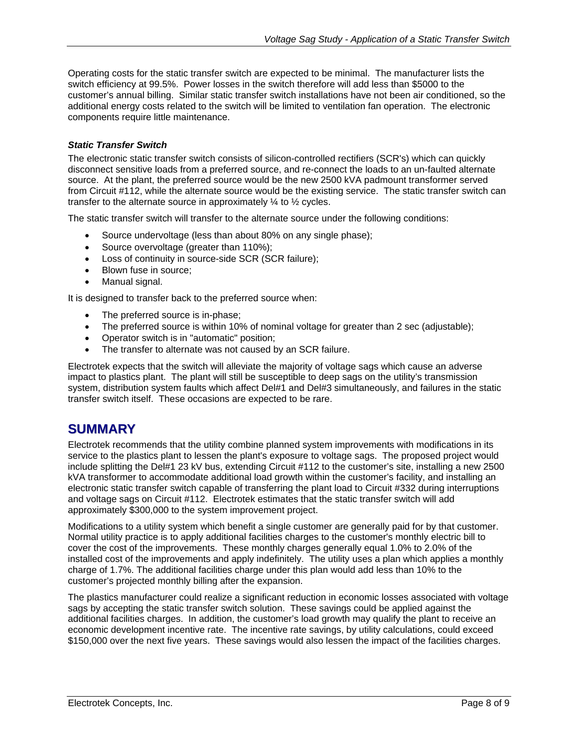Operating costs for the static transfer switch are expected to be minimal. The manufacturer lists the switch efficiency at 99.5%. Power losses in the switch therefore will add less than $5000 to the customer's annual billing. Similar static transfer switch installations have not been air conditioned, so the additional energy costs related to the switch will be limited to ventilation fan operation. The electronic components require little maintenance.

### *Static Transfer Switch*

The electronic static transfer switch consists of silicon-controlled rectifiers (SCR's) which can quickly disconnect sensitive loads from a preferred source, and re-connect the loads to an un-faulted alternate source. At the plant, the preferred source would be the new 2500 kVA padmount transformer served from Circuit #112, while the alternate source would be the existing service. The static transfer switch can transfer to the alternate source in approximately ¼ to ½ cycles.

The static transfer switch will transfer to the alternate source under the following conditions:

- Source undervoltage (less than about 80% on any single phase);
- Source overvoltage (greater than 110%);
- Loss of continuity in source-side SCR (SCR failure);
- Blown fuse in source;
- Manual signal.

It is designed to transfer back to the preferred source when:

- The preferred source is in-phase;
- The preferred source is within 10% of nominal voltage for greater than 2 sec (adjustable);
- Operator switch is in "automatic" position;
- The transfer to alternate was not caused by an SCR failure.

Electrotek expects that the switch will alleviate the majority of voltage sags which cause an adverse impact to plastics plant. The plant will still be susceptible to deep sags on the utility's transmission system, distribution system faults which affect Del#1 and Del#3 simultaneously, and failures in the static transfer switch itself. These occasions are expected to be rare.

## SUMMARY

Electrotek recommends that the utility combine planned system improvements with modifications in its service to the plastics plant to lessen the plant's exposure to voltage sags. The proposed project would include splitting the Del#1 23 kV bus, extending Circuit #112 to the customer's site, installing a new 2500 kVA transformer to accommodate additional load growth within the customer's facility, and installing an electronic static transfer switch capable of transferring the plant load to Circuit #332 during interruptions and voltage sags on Circuit #112. Electrotek estimates that the static transfer switch will add approximately $300,000 to the system improvement project.

Modifications to a utility system which benefit a single customer are generally paid for by that customer. Normal utility practice is to apply additional facilities charges to the customer's monthly electric bill to cover the cost of the improvements. These monthly charges generally equal 1.0% to 2.0% of the installed cost of the improvements and apply indefinitely. The utility uses a plan which applies a monthly charge of 1.7%. The additional facilities charge under this plan would add less than 10% to the customer's projected monthly billing after the expansion.

The plastics manufacturer could realize a significant reduction in economic losses associated with voltage sags by accepting the static transfer switch solution. These savings could be applied against the additional facilities charges. In addition, the customer's load growth may qualify the plant to receive an economic development incentive rate. The incentive rate savings, by utility calculations, could exceed $150,000 over the next five years. These savings would also lessen the impact of the facilities charges.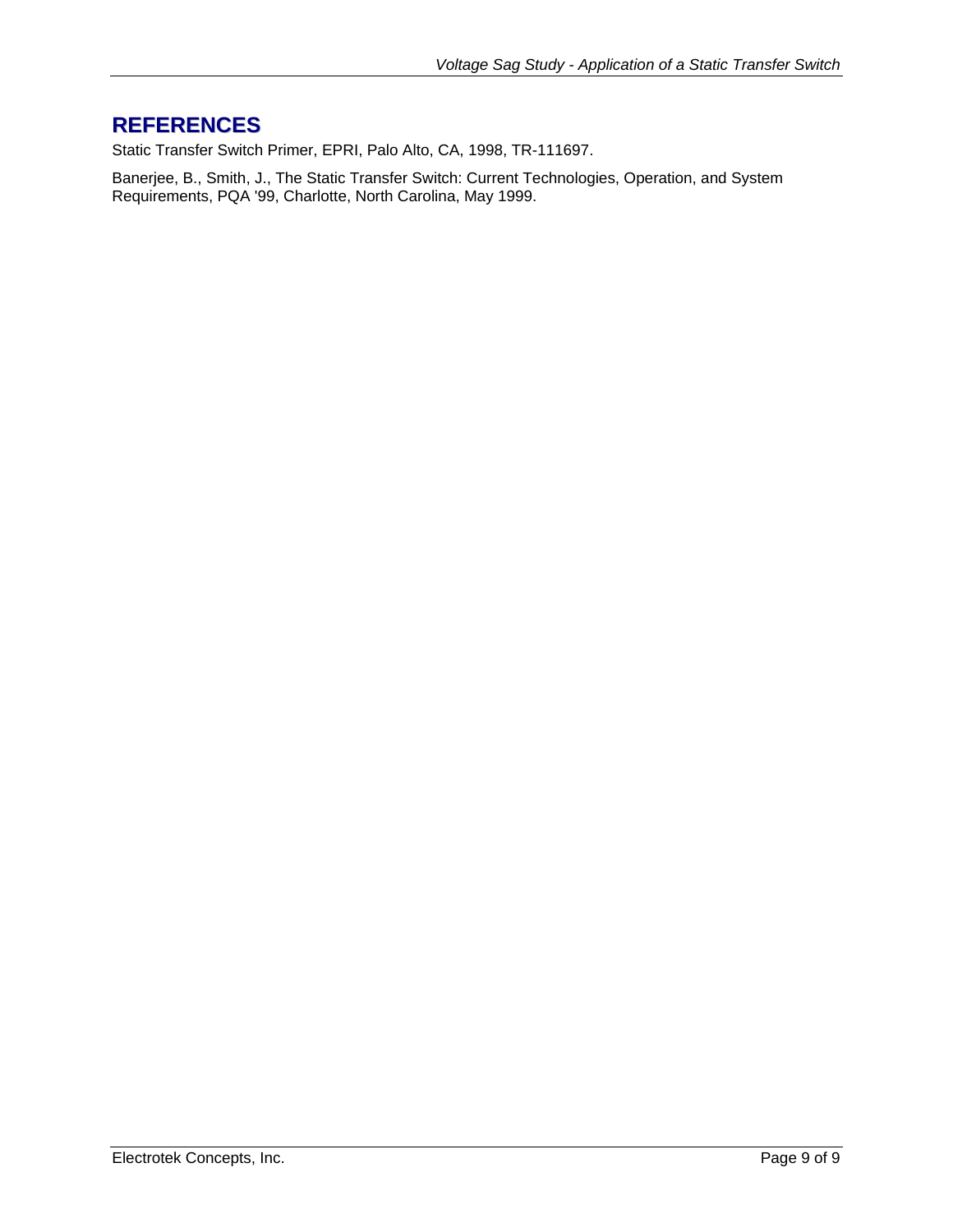## REFERENCES

Static Transfer Switch Primer, EPRI, Palo Alto, CA, 1998, TR-111697.

Banerjee, B., Smith, J., The Static Transfer Switch: Current Technologies, Operation, and System Requirements, PQA '99, Charlotte, North Carolina, May 1999.